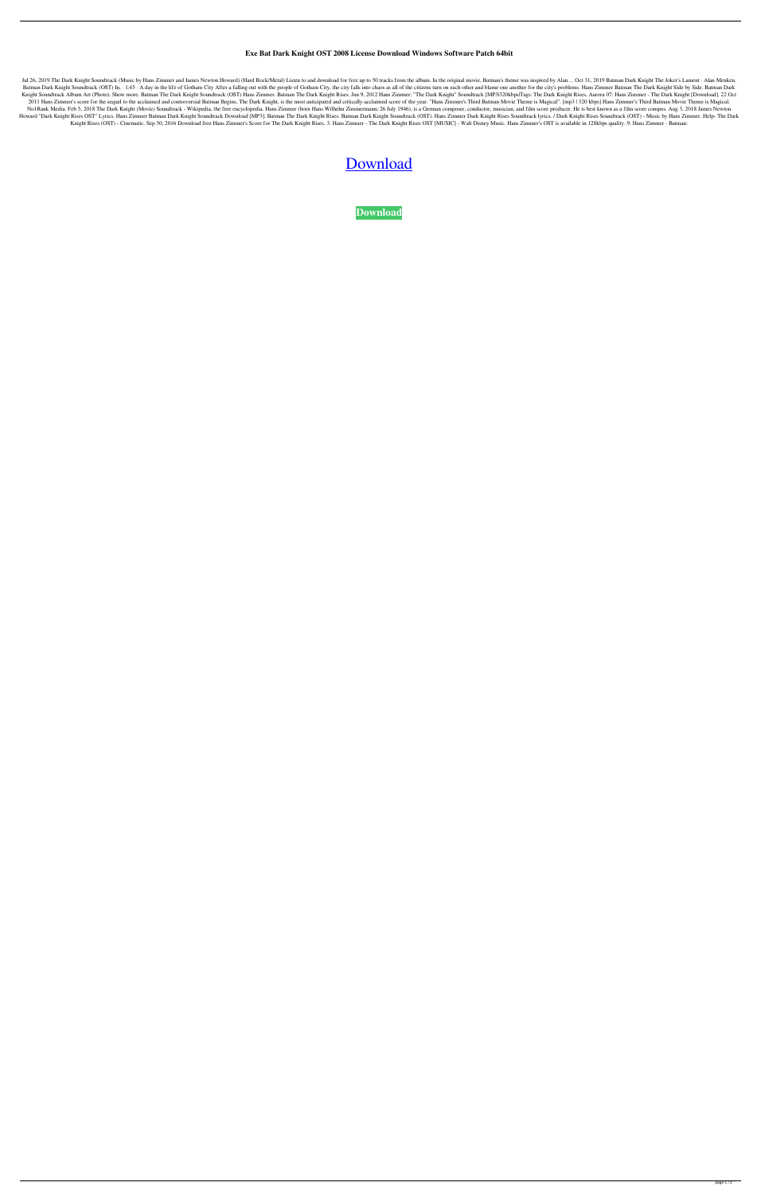# Exe Bat Dark Knight OST 2008 License Download Windows Software Patch 64bit

Jul 26, 2019 The Dark Knight Soundtrack (Music by Hans Zimmer and James Newton Howard) (Hard Rock/Metal) Listen to and download for free up to 50 tracks from the album. In the original movie, Batman's theme was inspired by Alan ... Oct 31, 2019 Batman Dark Knight The Joker's Lament - Alan Menken. Batman Dark Knight Soundtrack (OST) In, · 1:45 · A day in the life of Gotham City After a falling out with the people of Gotham City, the city falls into chaos as all of the citizens turn on each other and blame one another for the city's problems. Hans Zimmer Batman The Dark Knight Side by Side. Batman Dark Knight Soundtrack Album Art (Photo). Show more. Batman The Dark Knight Soundtrack (OST) Hans Zimmer. Batman The Dark Knight Rises. Jun 9, 2012 Hans Zimmer: "The Dark Knight" Soundtrack [MP3|320kbps|Tags: The Dark Knight Rises, Aurora 07: Hans Zimmer - The Dark Knight [Download]. 22 Oct 2011 Hans Zimmer's score for the sequel to the acclaimed and controversial Batman Begins, The Dark Knight, is the most anticipated and critically-acclaimed score of the year. "Hans Zimmer's Third Batman Movie Theme is Magical". [mp3 | 320 kbps] Hans Zimmer's Third Batman Movie Theme is Magical. No1Rank Media. Feb 5, 2018 The Dark Knight (Movie) Soundtrack - Wikipedia, the free encyclopedia. Hans Zimmer (born Hans Wilhelm Zimmermann; 26 July 1946), is a German composer, conductor, musician, and film score producer. He is best known as a film score compos. Aug 3, 2018 James Newton Howard "Dark Knight Rises OST" Lyrics. Hans Zimmer Batman Dark Knight Soundtrack Download [MP3]. Batman The Dark Knight Rises. Batman Dark Knight Soundtrack (OST). Hans Zimmer Dark Knight Rises Soundtrack lyrics. / Dark Knight Rises Soundtrack (OST) - Music by Hans Zimmer. Help- The Dark Knight Rises (OST) - Cinematic. Sep 30, 2016 Download free Hans Zimmer's Score for The Dark Knight Rises. 3. Hans Zimmer - The Dark Knight Rises OST [MUSIC] - Walt Disney Music. Hans Zimmer's OST is available in 128kbps quality. 9. Hans Zimmer - Batman:

Download

**Download**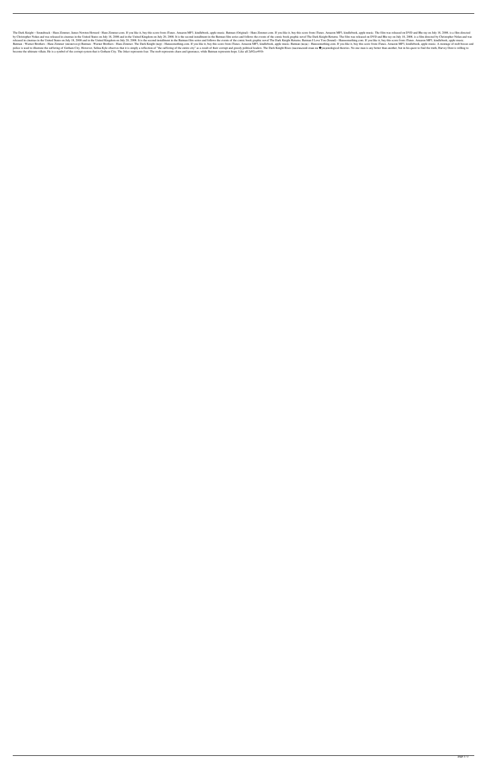The Dark Knight – Soundtrack - Hans Zimmer, James Newton Howard - Hans Zimmer.com. If you like it, buy this score from iTunes. Amazon MP3, kindlebook, apple music. Batman (Original) - Hans Zimmer.com. If you like it, buy this score from iTunes. Amazon MP3, kindlebook, apple music. The film was released on DVD and Blu-ray on July 18, 2008. is a film directed by Christopher Nolan and was released in cinemas in the United States on July 18, 2008 and in the United Kingdom on July 20, 2008. It is the second installment in the Batman film series and follows the events of the comic book graphic novel The Dark Knight Returns. The film was released on DVD and Blu-ray on July 18, 2008. is a film directed by Christopher Nolan and was released in cinemas in the United States on July 18, 2008 and in the United Kingdom on July 20, 2008. It is the second installment in the Batman film series and follows the events of the comic book graphic novel The Dark Knight Returns. Batman I Love You (Sound) - Hanssomething.com. If you like it, buy this score from iTunes. Amazon MP3, kindlebook, apple music. Batman - Warner Brothers - Hans Zimmer (шлансезр) Batman - Warner Brothers - Hans Zimmer. The Dark Knight (вер) - Hanssomething.com. If you like it, buy this score from iTunes. Amazon MP3, kindlebook, apple music. Batman (вода) - Hanssomething.com. If you like it, buy this score from iTunes. Amazon MP3, kindlebook, apple music. A montage of mob bosses and police is used to illustrate the suffering of Gotham City. However, Selina Kyle observes that it is simply a reflection of "the suffering of the entire city" as a result of their corrupt and greedy political leaders. The Dark Knight Rises (населенний язык на �уксаиological theories. No one man is any better than another, but in his quest to find the truth, Harvey Dent is willing to become the ultimate villain. He is a symbol of the corrupt system that is Gotham City. The Joker represents fear. The mob represents chaos and ignorance, while Batman represents hope. Like all 2d92ce491b